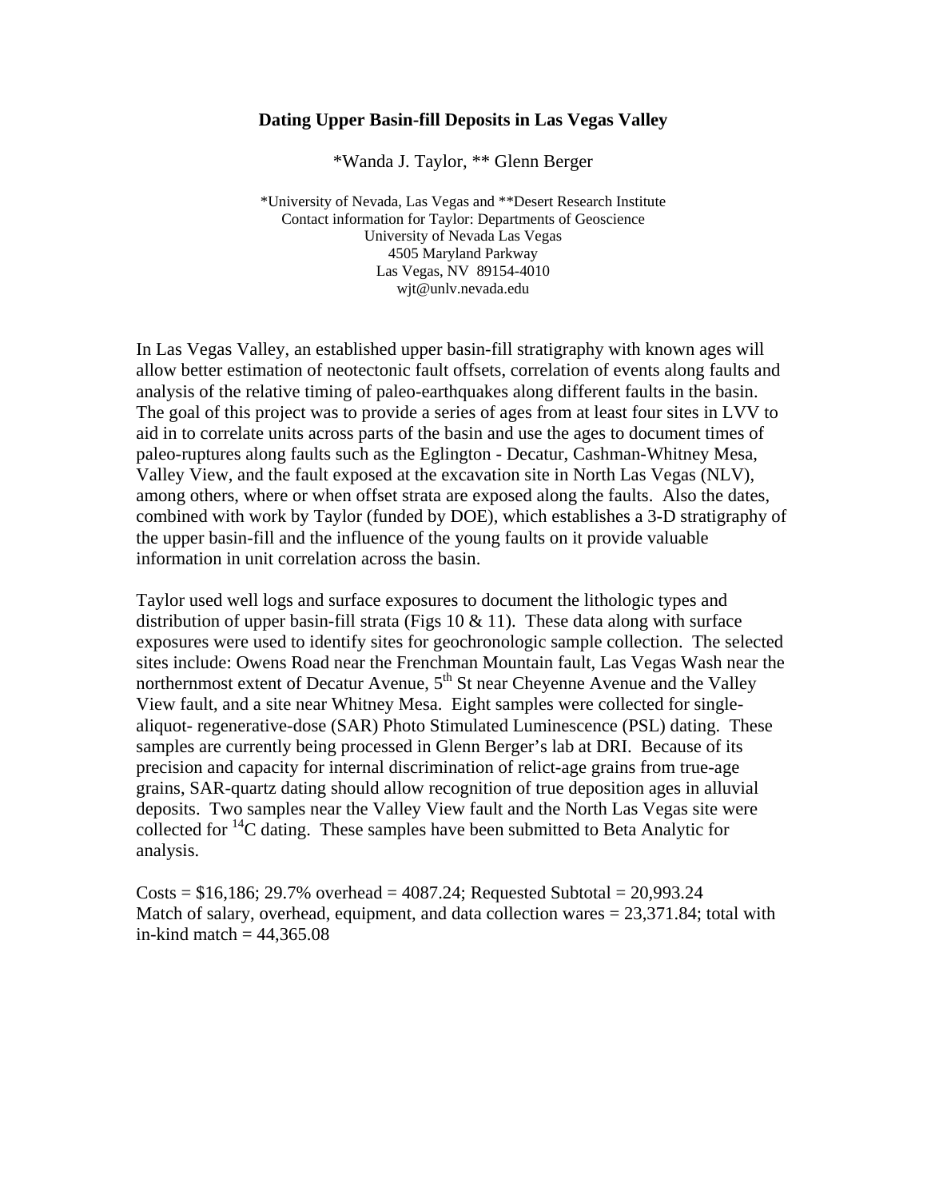# Dating Upper Basin-fill Deposits in Las Vegas Valley

*Wanda J. Taylor, ** Glenn Berger

*University of Nevada, Las Vegas and **Desert Research Institute
Contact information for Taylor: Departments of Geoscience
University of Nevada Las Vegas
4505 Maryland Parkway
Las Vegas, NV 89154-4010
wjt@unlv.nevada.edu

In Las Vegas Valley, an established upper basin-fill stratigraphy with known ages will allow better estimation of neotectonic fault offsets, correlation of events along faults and analysis of the relative timing of paleo-earthquakes along different faults in the basin. The goal of this project was to provide a series of ages from at least four sites in LVV to aid in to correlate units across parts of the basin and use the ages to document times of paleo-ruptures along faults such as the Eglington - Decatur, Cashman-Whitney Mesa, Valley View, and the fault exposed at the excavation site in North Las Vegas (NLV), among others, where or when offset strata are exposed along the faults. Also the dates, combined with work by Taylor (funded by DOE), which establishes a 3-D stratigraphy of the upper basin-fill and the influence of the young faults on it provide valuable information in unit correlation across the basin.

Taylor used well logs and surface exposures to document the lithologic types and distribution of upper basin-fill strata (Figs 10 & 11). These data along with surface exposures were used to identify sites for geochronologic sample collection. The selected sites include: Owens Road near the Frenchman Mountain fault, Las Vegas Wash near the northernmost extent of Decatur Avenue, 5th St near Cheyenne Avenue and the Valley View fault, and a site near Whitney Mesa. Eight samples were collected for single-aliquot- regenerative-dose (SAR) Photo Stimulated Luminescence (PSL) dating. These samples are currently being processed in Glenn Berger's lab at DRI. Because of its precision and capacity for internal discrimination of relict-age grains from true-age grains, SAR-quartz dating should allow recognition of true deposition ages in alluvial deposits. Two samples near the Valley View fault and the North Las Vegas site were collected for $^{14}C$ dating. These samples have been submitted to Beta Analytic for analysis.

Costs = $16,186; 29.7% overhead = 4087.24; Requested Subtotal = 20,993.24
Match of salary, overhead, equipment, and data collection wares = 23,371.84; total with in-kind match = 44,365.08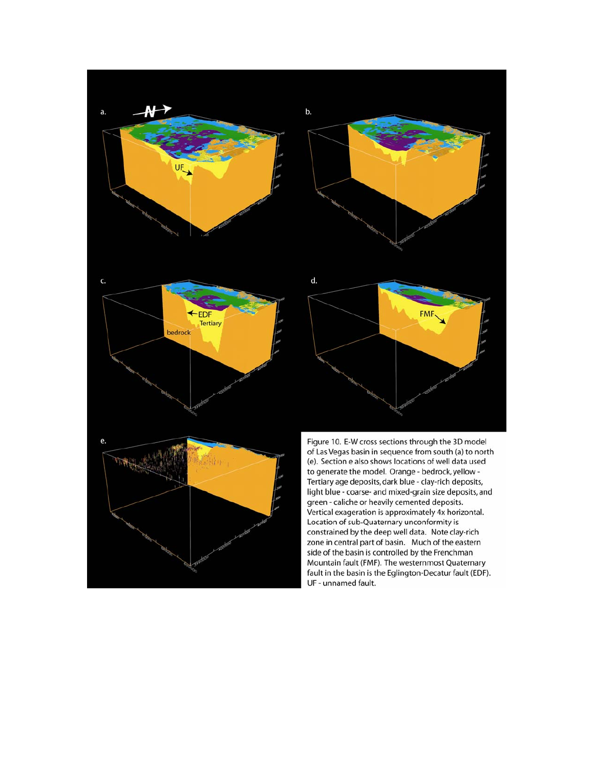Figure 10. E-W cross sections through the 3D model of Las Vegas basin in sequence from south (a) to north (e). Section e also shows locations of well data used to generate the model. Orange - bedrock, yellow - Tertiary age deposits, dark blue - clay-rich deposits, light blue - coarse- and mixed-grain size deposits, and green - caliche or heavily cemented deposits. Vertical exageration is approximately 4x horizontal. Location of sub-Quaternary unconformity is constrained by the deep well data. Note clay-rich zone in central part of basin. Much of the eastern side of the basin is controlled by the Frenchman Mountain fault (FMF). The westernmost Quaternary fault in the basin is the Eglington-Decatur fault (EDF). UF - unnamed fault.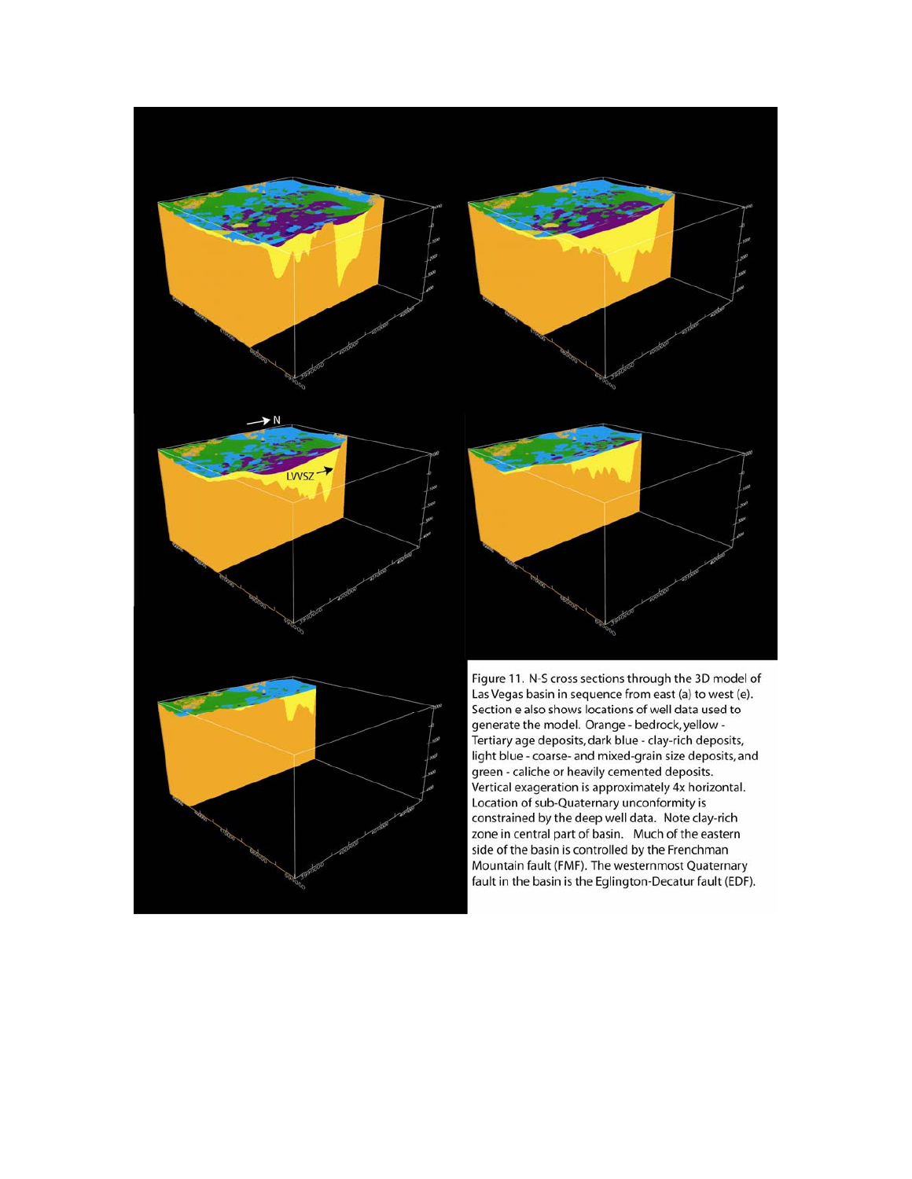→ N

LVVSZ →

Figure 11. N-S cross sections through the 3D model of Las Vegas basin in sequence from east (a) to west (e). Section e also shows locations of well data used to generate the model. Orange - bedrock, yellow - Tertiary age deposits, dark blue - clay-rich deposits, light blue - coarse- and mixed-grain size deposits, and green - caliche or heavily cemented deposits. Vertical exageration is approximately 4x horizontal. Location of sub-Quaternary unconformity is constrained by the deep well data. Note clay-rich zone in central part of basin. Much of the eastern side of the basin is controlled by the Frenchman Mountain fault (FMF). The westernmost Quaternary fault in the basin is the Eglington-Decatur fault (EDF).